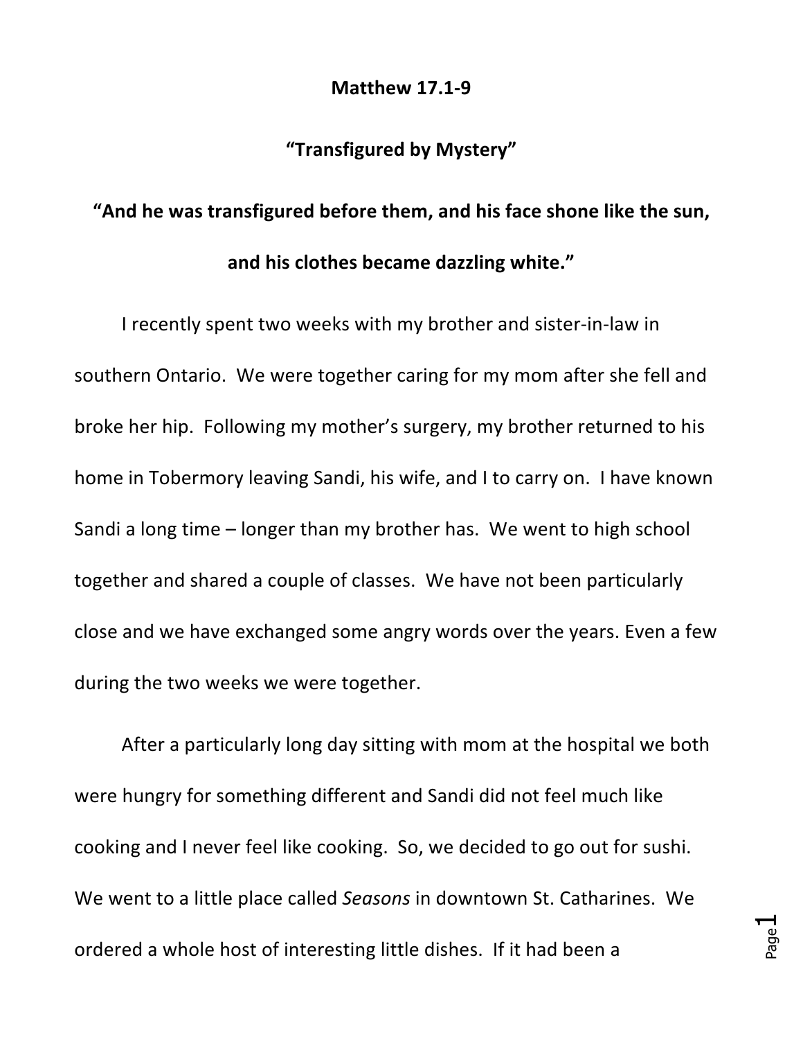**Matthew 17.1-9**

**"Transfigured by Mystery"**

**"And he was transfigured before them, and his face shone like the sun, and his clothes became dazzling white."**

I recently spent two weeks with my brother and sister-in-law in southern Ontario. We were together caring for my mom after she fell and broke her hip. Following my mother's surgery, my brother returned to his home in Tobermory leaving Sandi, his wife, and I to carry on. I have known Sandi a long time – longer than my brother has. We went to high school together and shared a couple of classes. We have not been particularly close and we have exchanged some angry words over the years. Even a few during the two weeks we were together.

After a particularly long day sitting with mom at the hospital we both were hungry for something different and Sandi did not feel much like cooking and I never feel like cooking. So, we decided to go out for sushi. We went to a little place called *Seasons* in downtown St. Catharines. We ordered a whole host of interesting little dishes. If it had been a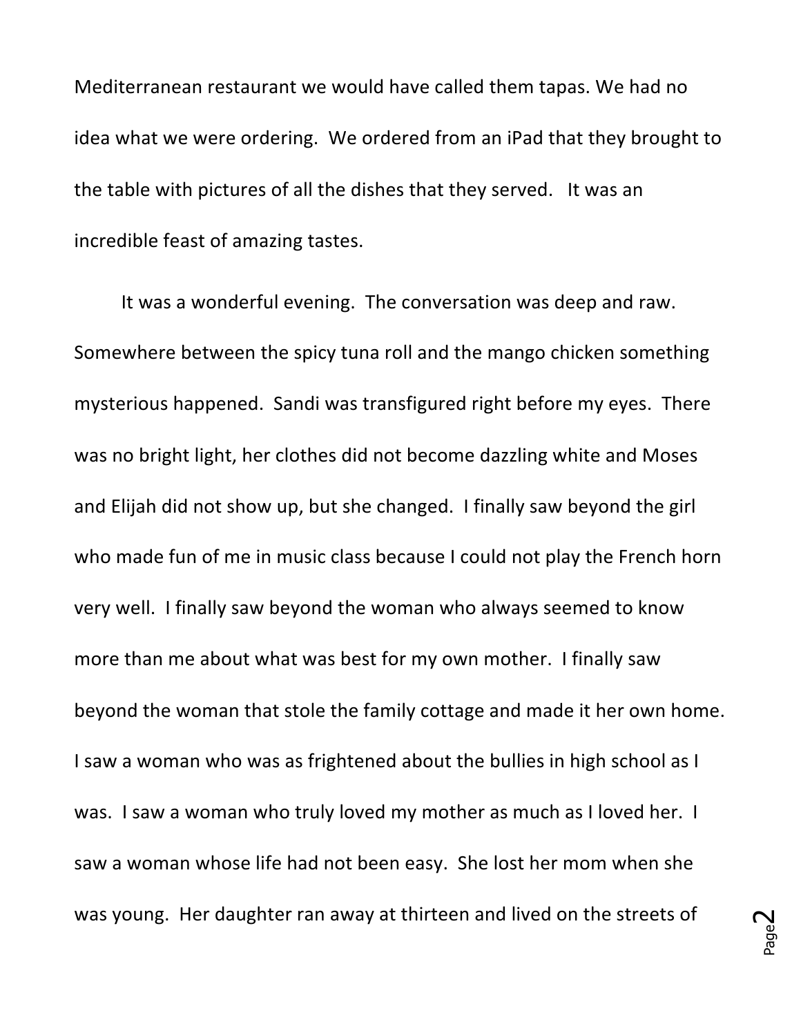Mediterranean restaurant we would have called them tapas. We had no idea what we were ordering. We ordered from an iPad that they brought to the table with pictures of all the dishes that they served. It was an incredible feast of amazing tastes.

It was a wonderful evening. The conversation was deep and raw. Somewhere between the spicy tuna roll and the mango chicken something mysterious happened. Sandi was transfigured right before my eyes. There was no bright light, her clothes did not become dazzling white and Moses and Elijah did not show up, but she changed. I finally saw beyond the girl who made fun of me in music class because I could not play the French horn very well. I finally saw beyond the woman who always seemed to know more than me about what was best for my own mother. I finally saw beyond the woman that stole the family cottage and made it her own home. I saw a woman who was as frightened about the bullies in high school as I was. I saw a woman who truly loved my mother as much as I loved her. I saw a woman whose life had not been easy. She lost her mom when she was young. Her daughter ran away at thirteen and lived on the streets of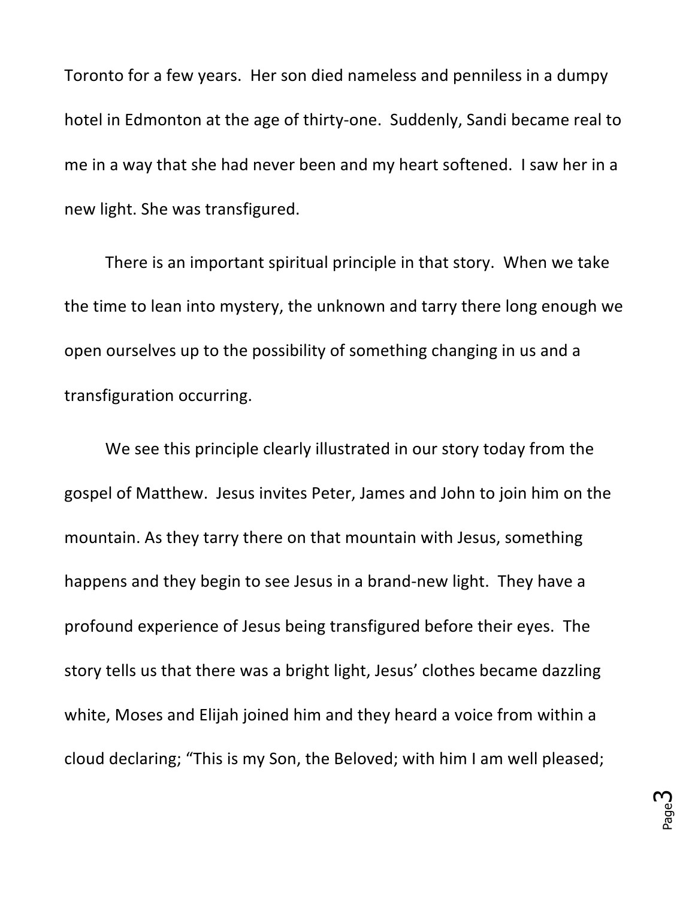Toronto for a few years. Her son died nameless and penniless in a dumpy hotel in Edmonton at the age of thirty-one. Suddenly, Sandi became real to me in a way that she had never been and my heart softened. I saw her in a new light. She was transfigured.

There is an important spiritual principle in that story. When we take the time to lean into mystery, the unknown and tarry there long enough we open ourselves up to the possibility of something changing in us and a transfiguration occurring.

We see this principle clearly illustrated in our story today from the gospel of Matthew. Jesus invites Peter, James and John to join him on the mountain. As they tarry there on that mountain with Jesus, something happens and they begin to see Jesus in a brand-new light. They have a profound experience of Jesus being transfigured before their eyes. The story tells us that there was a bright light, Jesus' clothes became dazzling white, Moses and Elijah joined him and they heard a voice from within a cloud declaring; "This is my Son, the Beloved; with him I am well pleased;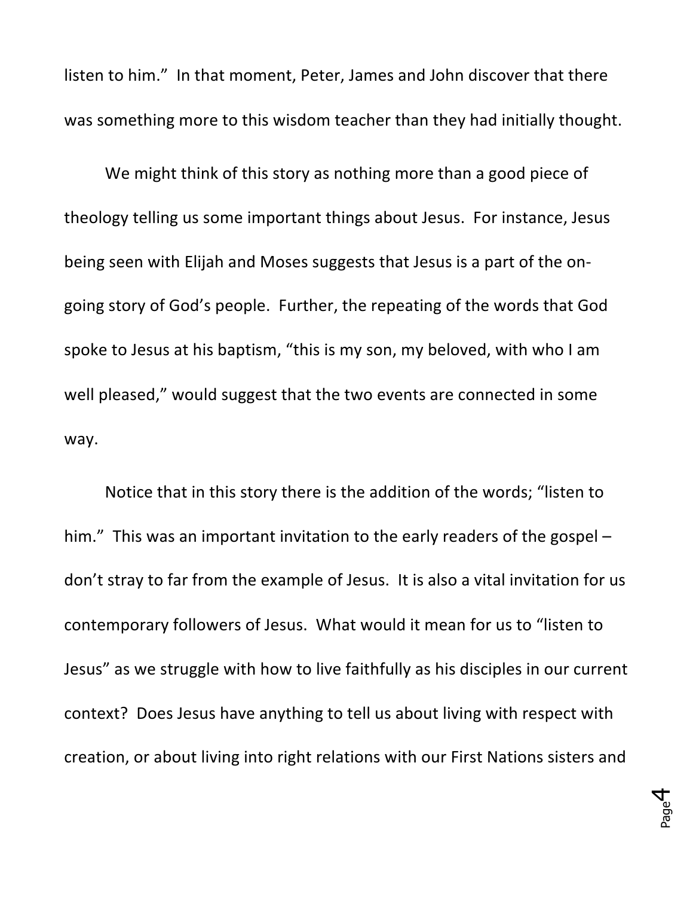listen to him." In that moment, Peter, James and John discover that there was something more to this wisdom teacher than they had initially thought.

We might think of this story as nothing more than a good piece of theology telling us some important things about Jesus. For instance, Jesus being seen with Elijah and Moses suggests that Jesus is a part of the on-going story of God's people. Further, the repeating of the words that God spoke to Jesus at his baptism, "this is my son, my beloved, with who I am well pleased," would suggest that the two events are connected in some way.

Notice that in this story there is the addition of the words; "listen to him." This was an important invitation to the early readers of the gospel – don't stray to far from the example of Jesus. It is also a vital invitation for us contemporary followers of Jesus. What would it mean for us to "listen to Jesus" as we struggle with how to live faithfully as his disciples in our current context? Does Jesus have anything to tell us about living with respect with creation, or about living into right relations with our First Nations sisters and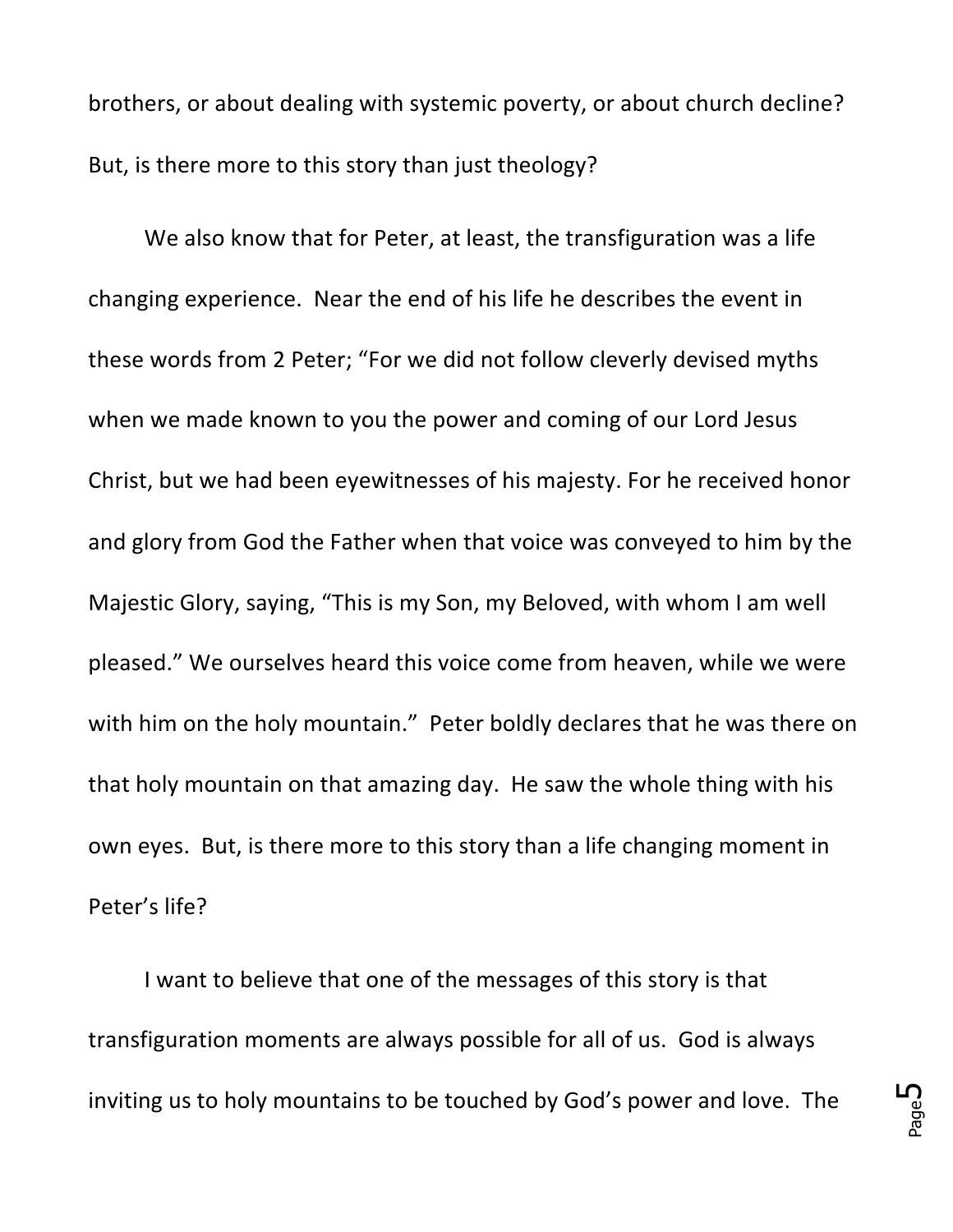brothers, or about dealing with systemic poverty, or about church decline? But, is there more to this story than just theology?

We also know that for Peter, at least, the transfiguration was a life changing experience. Near the end of his life he describes the event in these words from 2 Peter; “For we did not follow cleverly devised myths when we made known to you the power and coming of our Lord Jesus Christ, but we had been eyewitnesses of his majesty. For he received honor and glory from God the Father when that voice was conveyed to him by the Majestic Glory, saying, “This is my Son, my Beloved, with whom I am well pleased.” We ourselves heard this voice come from heaven, while we were with him on the holy mountain.” Peter boldly declares that he was there on that holy mountain on that amazing day. He saw the whole thing with his own eyes. But, is there more to this story than a life changing moment in Peter’s life?

I want to believe that one of the messages of this story is that transfiguration moments are always possible for all of us. God is always inviting us to holy mountains to be touched by God’s power and love. The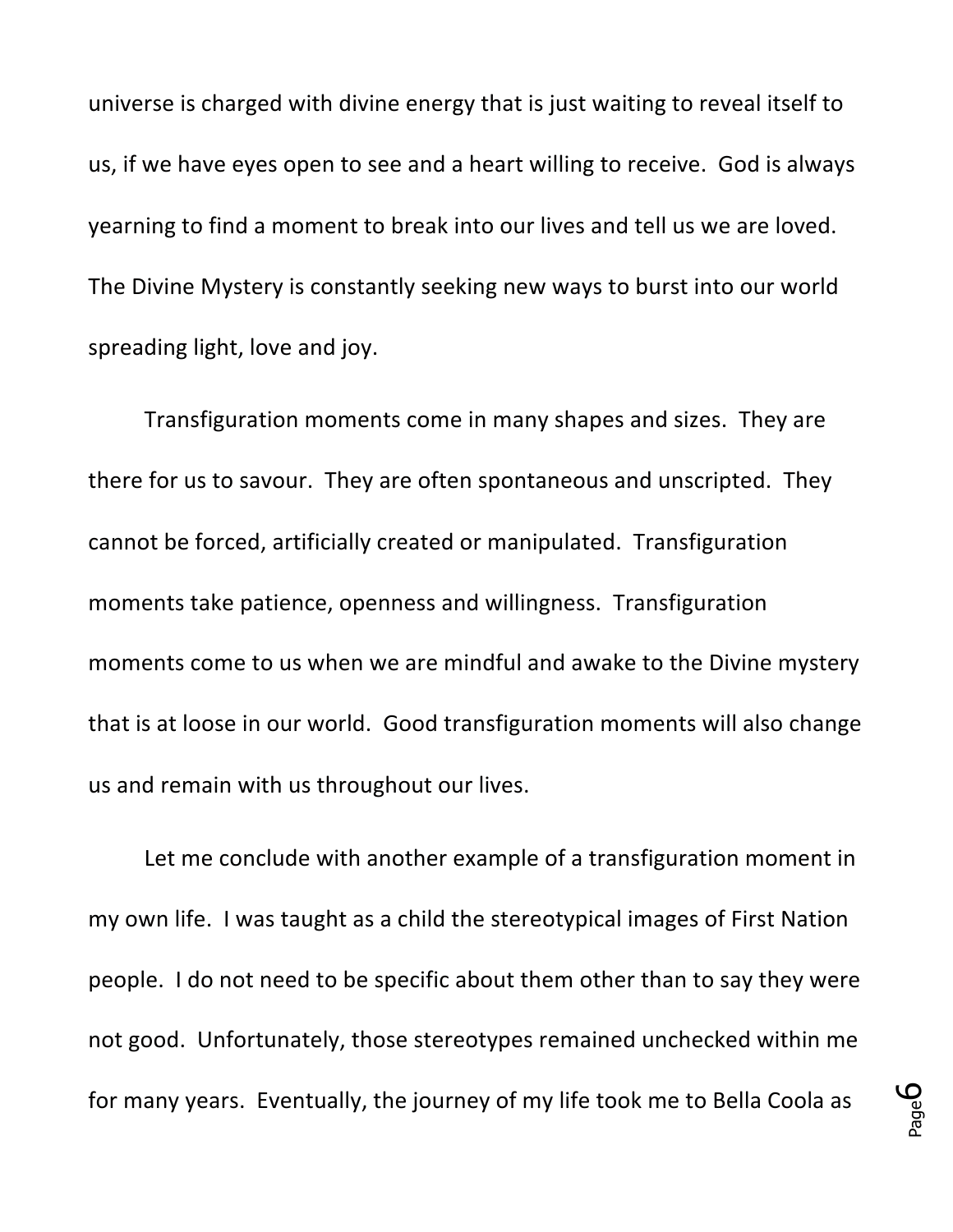universe is charged with divine energy that is just waiting to reveal itself to us, if we have eyes open to see and a heart willing to receive. God is always yearning to find a moment to break into our lives and tell us we are loved. The Divine Mystery is constantly seeking new ways to burst into our world spreading light, love and joy.

Transfiguration moments come in many shapes and sizes. They are there for us to savour. They are often spontaneous and unscripted. They cannot be forced, artificially created or manipulated. Transfiguration moments take patience, openness and willingness. Transfiguration moments come to us when we are mindful and awake to the Divine mystery that is at loose in our world. Good transfiguration moments will also change us and remain with us throughout our lives.

Let me conclude with another example of a transfiguration moment in my own life. I was taught as a child the stereotypical images of First Nation people. I do not need to be specific about them other than to say they were not good. Unfortunately, those stereotypes remained unchecked within me for many years. Eventually, the journey of my life took me to Bella Coola as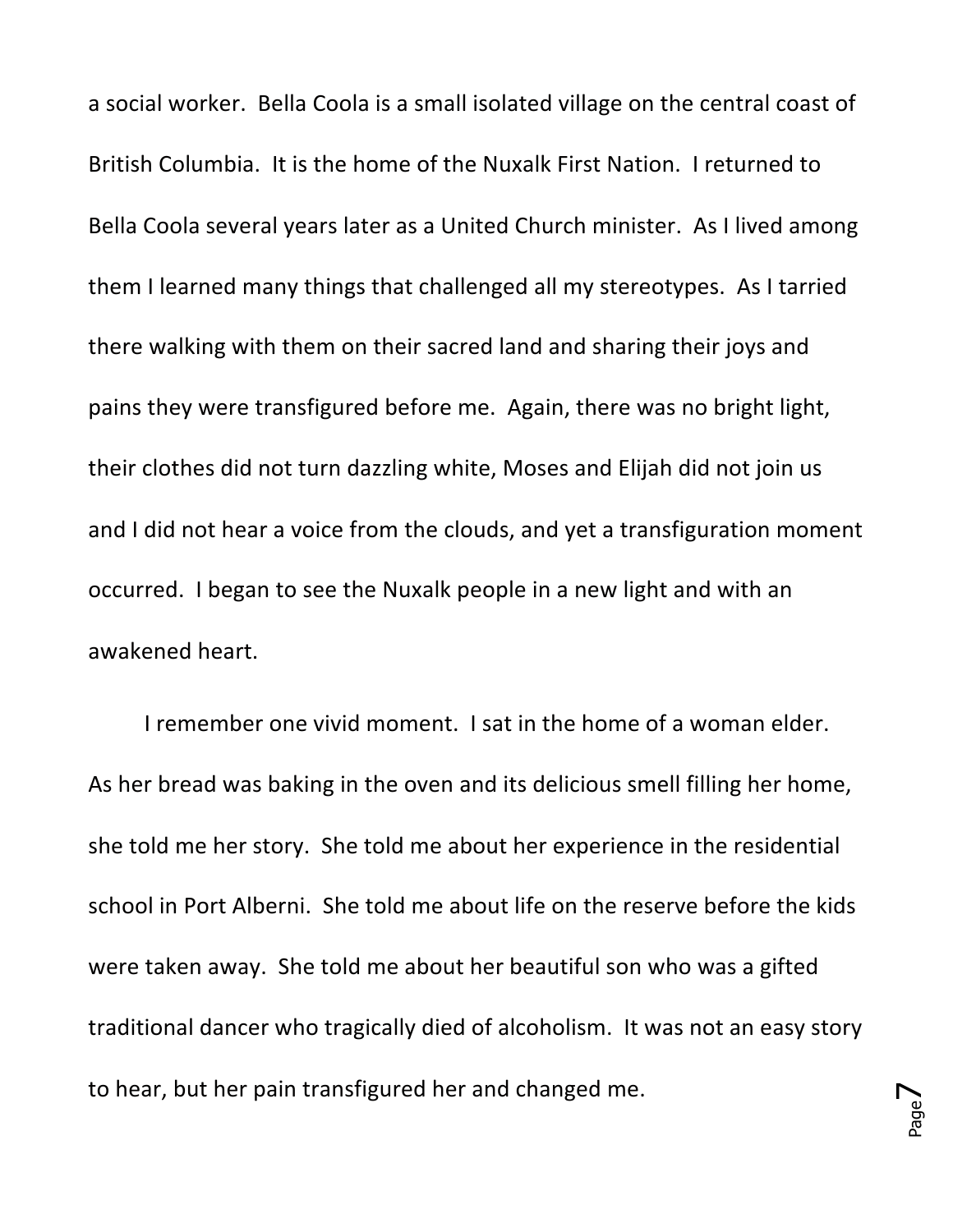a social worker. Bella Coola is a small isolated village on the central coast of British Columbia. It is the home of the Nuxalk First Nation. I returned to Bella Coola several years later as a United Church minister. As I lived among them I learned many things that challenged all my stereotypes. As I tarried there walking with them on their sacred land and sharing their joys and pains they were transfigured before me. Again, there was no bright light, their clothes did not turn dazzling white, Moses and Elijah did not join us and I did not hear a voice from the clouds, and yet a transfiguration moment occurred. I began to see the Nuxalk people in a new light and with an awakened heart.

I remember one vivid moment. I sat in the home of a woman elder. As her bread was baking in the oven and its delicious smell filling her home, she told me her story. She told me about her experience in the residential school in Port Alberni. She told me about life on the reserve before the kids were taken away. She told me about her beautiful son who was a gifted traditional dancer who tragically died of alcoholism. It was not an easy story to hear, but her pain transfigured her and changed me.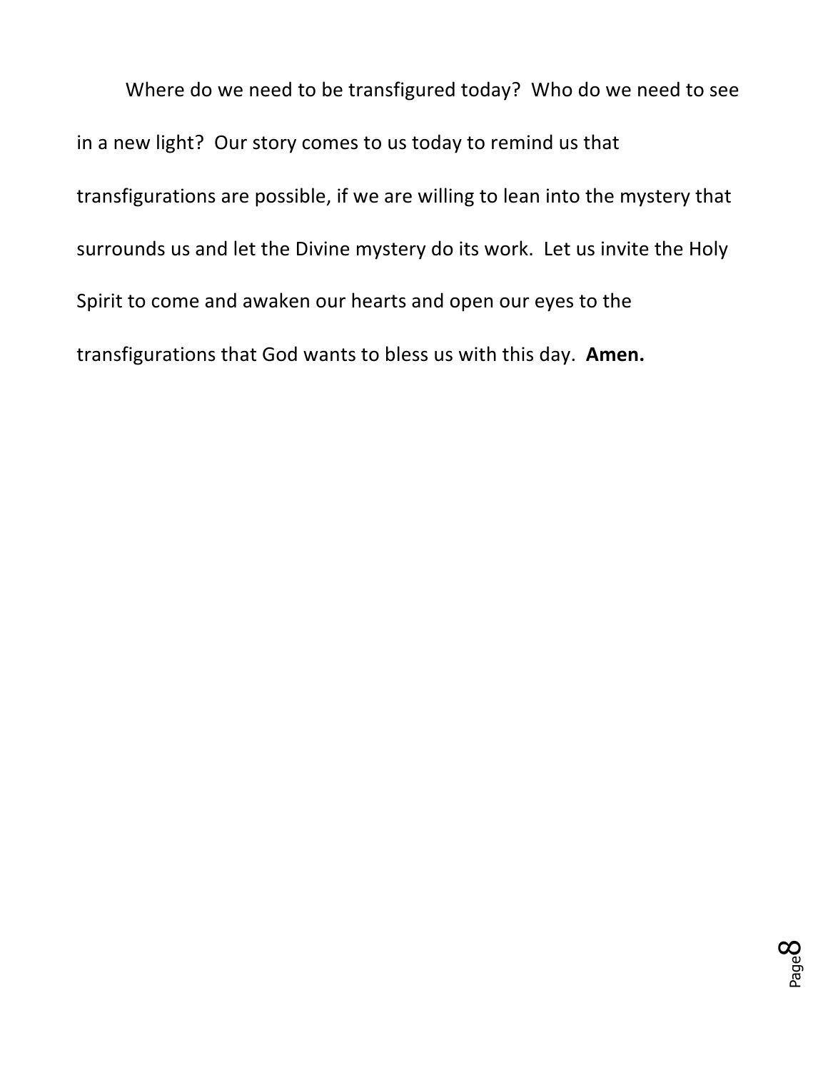Where do we need to be transfigured today? Who do we need to see in a new light? Our story comes to us today to remind us that transfigurations are possible, if we are willing to lean into the mystery that surrounds us and let the Divine mystery do its work. Let us invite the Holy Spirit to come and awaken our hearts and open our eyes to the transfigurations that God wants to bless us with this day. **Amen.**